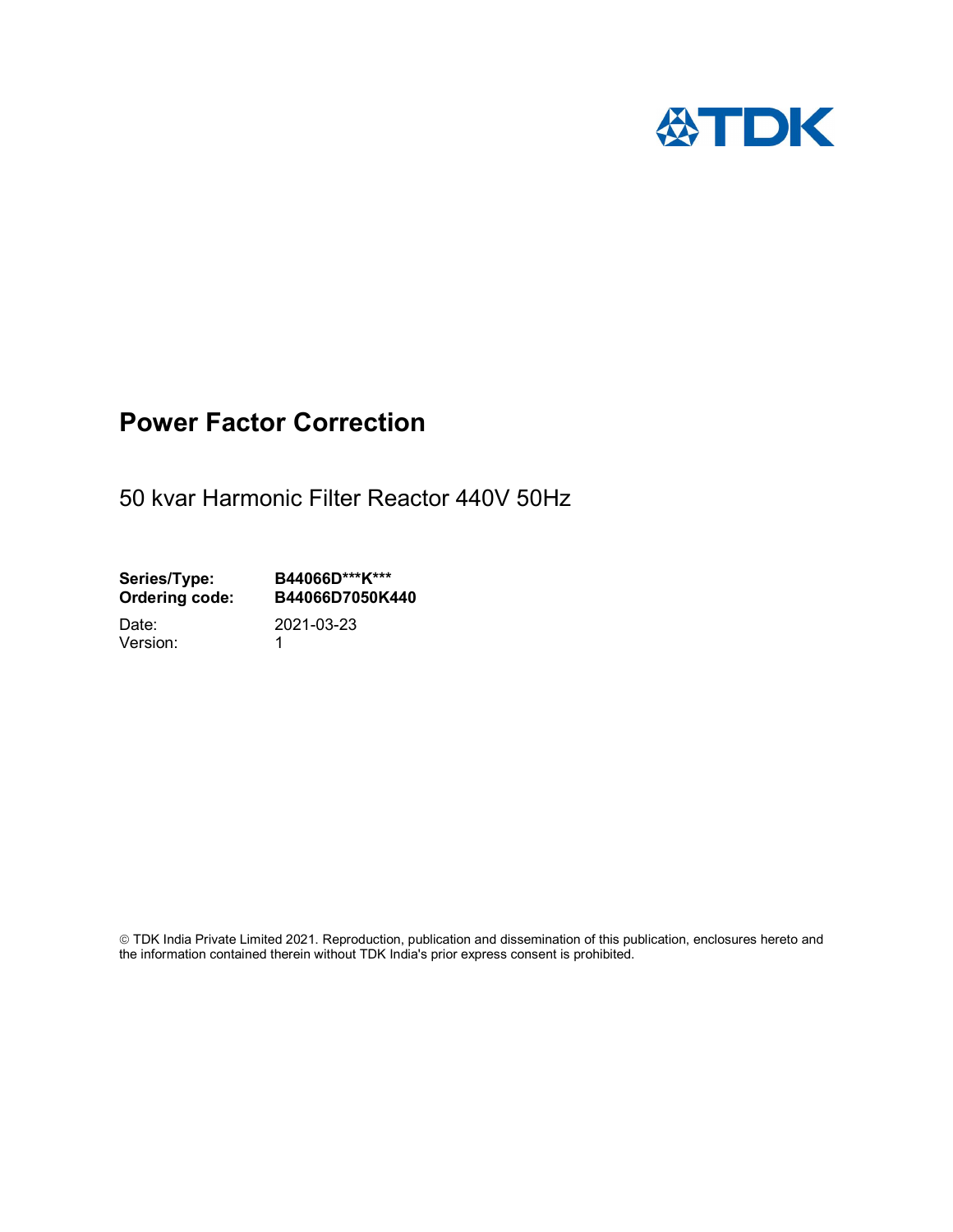TDK

# Power Factor Correction

50 kvar Harmonic Filter Reactor 440V 50Hz

**Series/Type:** **B44066D***K*****
**Ordering code:** **B44066D7050K440**

Date: 2021-03-23
Version: 1

© TDK India Private Limited 2021. Reproduction, publication and dissemination of this publication, enclosures hereto and the information contained therein without TDK India's prior express consent is prohibited.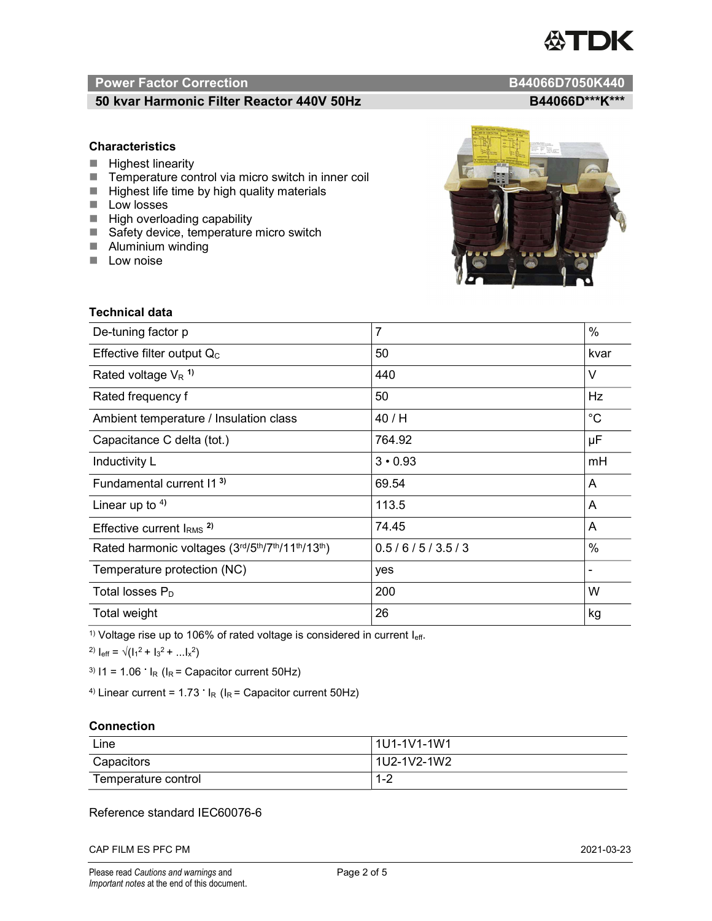## Power Factor Correction — B44066D7050K440

### 50 kvar Harmonic Filter Reactor 440V 50Hz — B44066D***K***

### Characteristics

- Highest linearity
- Temperature control via micro switch in inner coil
- Highest life time by high quality materials
- Low losses
- High overloading capability
- Safety device, temperature micro switch
- Aluminium winding
- Low noise

### Technical data

| | | |
|---|---|---|
| De-tuning factor p | 7 | % |
| Effective filter output $Q_C$ | 50 | kvar |
| Rated voltage $V_R$ [1)] | 440 | V |
| Rated frequency f | 50 | Hz |
| Ambient temperature / Insulation class | 40 / H | °C |
| Capacitance C delta (tot.) | 764.92 | µF |
| Inductivity L | 3 • 0.93 | mH |
| Fundamental current I1 [3)] | 69.54 | A |
| Linear up to [4)] | 113.5 | A |
| Effective current $I_{RMS}$ [2)] | 74.45 | A |
| Rated harmonic voltages (3rd/5th/7th/11th/13th) | 0.5 / 6 / 5 / 3.5 / 3 | % |
| Temperature protection (NC) | yes | - |
| Total losses $P_D$ | 200 | W |
| Total weight | 26 | kg |

[1)] Voltage rise up to 106% of rated voltage is considered in current $I_{eff}$.

[2)] $I_{eff} = \sqrt{(I_1^2 + I_3^2 + ... I_x^2)}$

[3)] $I1 = 1.06 \cdot I_R$ ($I_R$ = Capacitor current 50Hz)

[4)] Linear current = $1.73 \cdot I_R$ ($I_R$ = Capacitor current 50Hz)

### Connection

| | |
|---|---|
| Line | 1U1-1V1-1W1 |
| Capacitors | 1U2-1V2-1W2 |
| Temperature control | 1-2 |

Reference standard IEC60076-6

CAP FILM ES PFC PM — 2021-03-23

Please read *Cautions and warnings* and *Important notes* at the end of this document.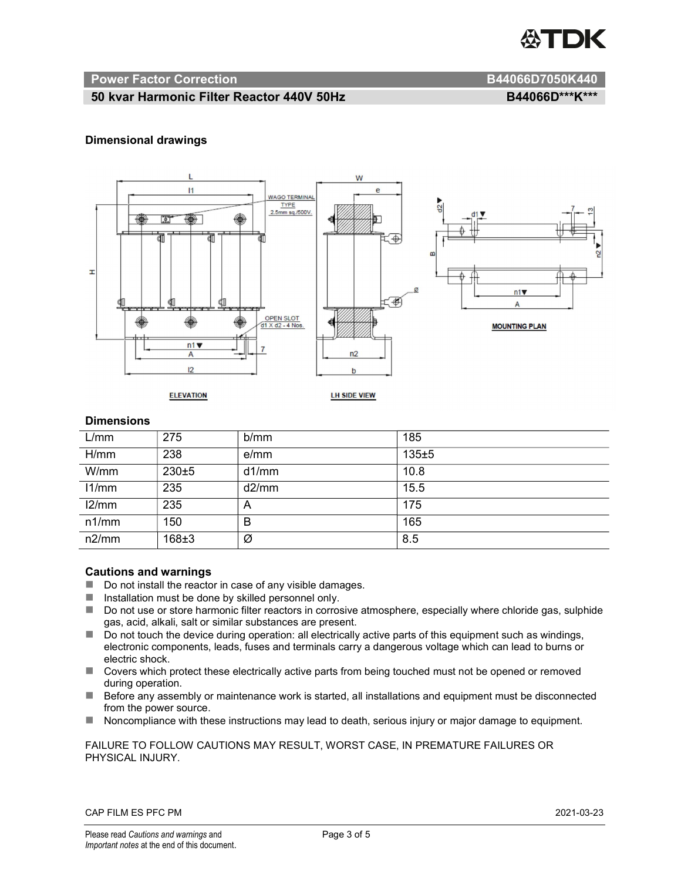## Power Factor Correction — B44066D7050K440

### 50 kvar Harmonic Filter Reactor 440V 50Hz — B44066D\*\*\*K\*\*\*

### Dimensional drawings

### Dimensions

| L/mm | 275 | b/mm | 185 |
|---|---|---|---|
| H/mm | 238 | e/mm | 135±5 |
| W/mm | 230±5 | d1/mm | 10.8 |
| l1/mm | 235 | d2/mm | 15.5 |
| l2/mm | 235 | A | 175 |
| n1/mm | 150 | B | 165 |
| n2/mm | 168±3 | Ø | 8.5 |

### Cautions and warnings

- Do not install the reactor in case of any visible damages.
- Installation must be done by skilled personnel only.
- Do not use or store harmonic filter reactors in corrosive atmosphere, especially where chloride gas, sulphide gas, acid, alkali, salt or similar substances are present.
- Do not touch the device during operation: all electrically active parts of this equipment such as windings, electronic components, leads, fuses and terminals carry a dangerous voltage which can lead to burns or electric shock.
- Covers which protect these electrically active parts from being touched must not be opened or removed during operation.
- Before any assembly or maintenance work is started, all installations and equipment must be disconnected from the power source.
- Noncompliance with these instructions may lead to death, serious injury or major damage to equipment.

FAILURE TO FOLLOW CAUTIONS MAY RESULT, WORST CASE, IN PREMATURE FAILURES OR PHYSICAL INJURY.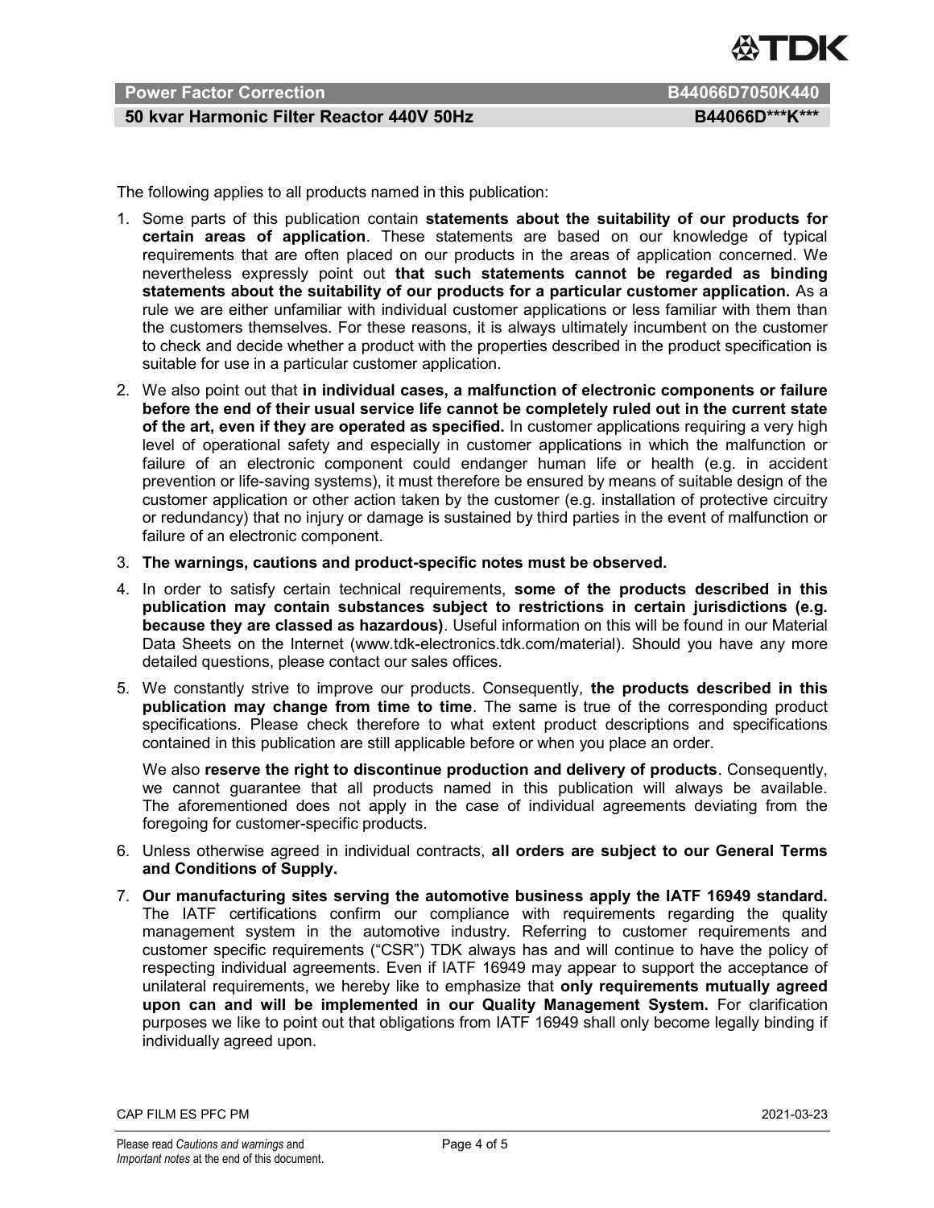The following applies to all products named in this publication:

1. Some parts of this publication contain **statements about the suitability of our products for certain areas of application**. These statements are based on our knowledge of typical requirements that are often placed on our products in the areas of application concerned. We nevertheless expressly point out **that such statements cannot be regarded as binding statements about the suitability of our products for a particular customer application.** As a rule we are either unfamiliar with individual customer applications or less familiar with them than the customers themselves. For these reasons, it is always ultimately incumbent on the customer to check and decide whether a product with the properties described in the product specification is suitable for use in a particular customer application.
2. We also point out that **in individual cases, a malfunction of electronic components or failure before the end of their usual service life cannot be completely ruled out in the current state of the art, even if they are operated as specified.** In customer applications requiring a very high level of operational safety and especially in customer applications in which the malfunction or failure of an electronic component could endanger human life or health (e.g. in accident prevention or life-saving systems), it must therefore be ensured by means of suitable design of the customer application or other action taken by the customer (e.g. installation of protective circuitry or redundancy) that no injury or damage is sustained by third parties in the event of malfunction or failure of an electronic component.
3. **The warnings, cautions and product-specific notes must be observed.**
4. In order to satisfy certain technical requirements, **some of the products described in this publication may contain substances subject to restrictions in certain jurisdictions (e.g. because they are classed as hazardous)**. Useful information on this will be found in our Material Data Sheets on the Internet (www.tdk-electronics.tdk.com/material). Should you have any more detailed questions, please contact our sales offices.
5. We constantly strive to improve our products. Consequently, **the products described in this publication may change from time to time**. The same is true of the corresponding product specifications. Please check therefore to what extent product descriptions and specifications contained in this publication are still applicable before or when you place an order.

   We also **reserve the right to discontinue production and delivery of products**. Consequently, we cannot guarantee that all products named in this publication will always be available. The aforementioned does not apply in the case of individual agreements deviating from the foregoing for customer-specific products.
6. Unless otherwise agreed in individual contracts, **all orders are subject to our General Terms and Conditions of Supply.**
7. **Our manufacturing sites serving the automotive business apply the IATF 16949 standard.** The IATF certifications confirm our compliance with requirements regarding the quality management system in the automotive industry. Referring to customer requirements and customer specific requirements ("CSR") TDK always has and will continue to have the policy of respecting individual agreements. Even if IATF 16949 may appear to support the acceptance of unilateral requirements, we hereby like to emphasize that **only requirements mutually agreed upon can and will be implemented in our Quality Management System.** For clarification purposes we like to point out that obligations from IATF 16949 shall only become legally binding if individually agreed upon.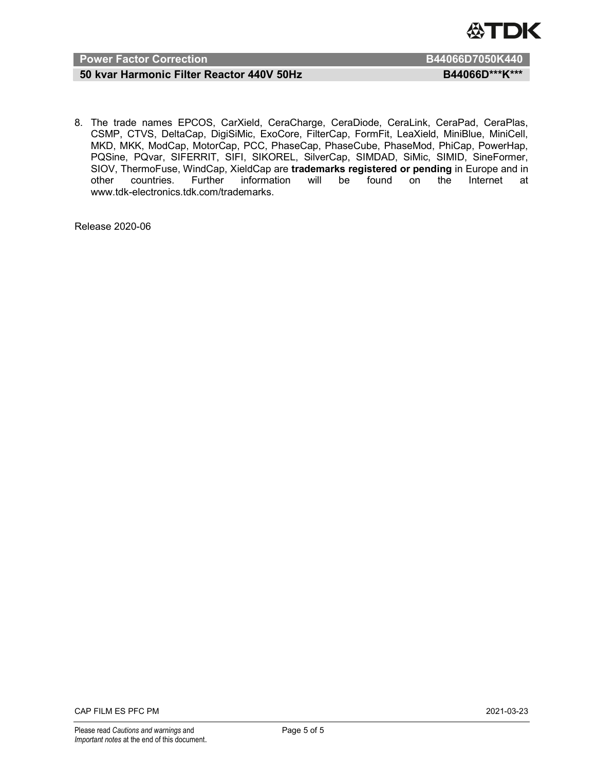8. The trade names EPCOS, CarXield, CeraCharge, CeraDiode, CeraLink, CeraPad, CeraPlas, CSMP, CTVS, DeltaCap, DigiSiMic, ExoCore, FilterCap, FormFit, LeaXield, MiniBlue, MiniCell, MKD, MKK, ModCap, MotorCap, PCC, PhaseCap, PhaseCube, PhaseMod, PhiCap, PowerHap, PQSine, PQvar, SIFERRIT, SIFI, SIKOREL, SilverCap, SIMDAD, SiMic, SIMID, SineFormer, SIOV, ThermoFuse, WindCap, XieldCap are **trademarks registered or pending** in Europe and in other countries. Further information will be found on the Internet at www.tdk-electronics.tdk.com/trademarks.

Release 2020-06